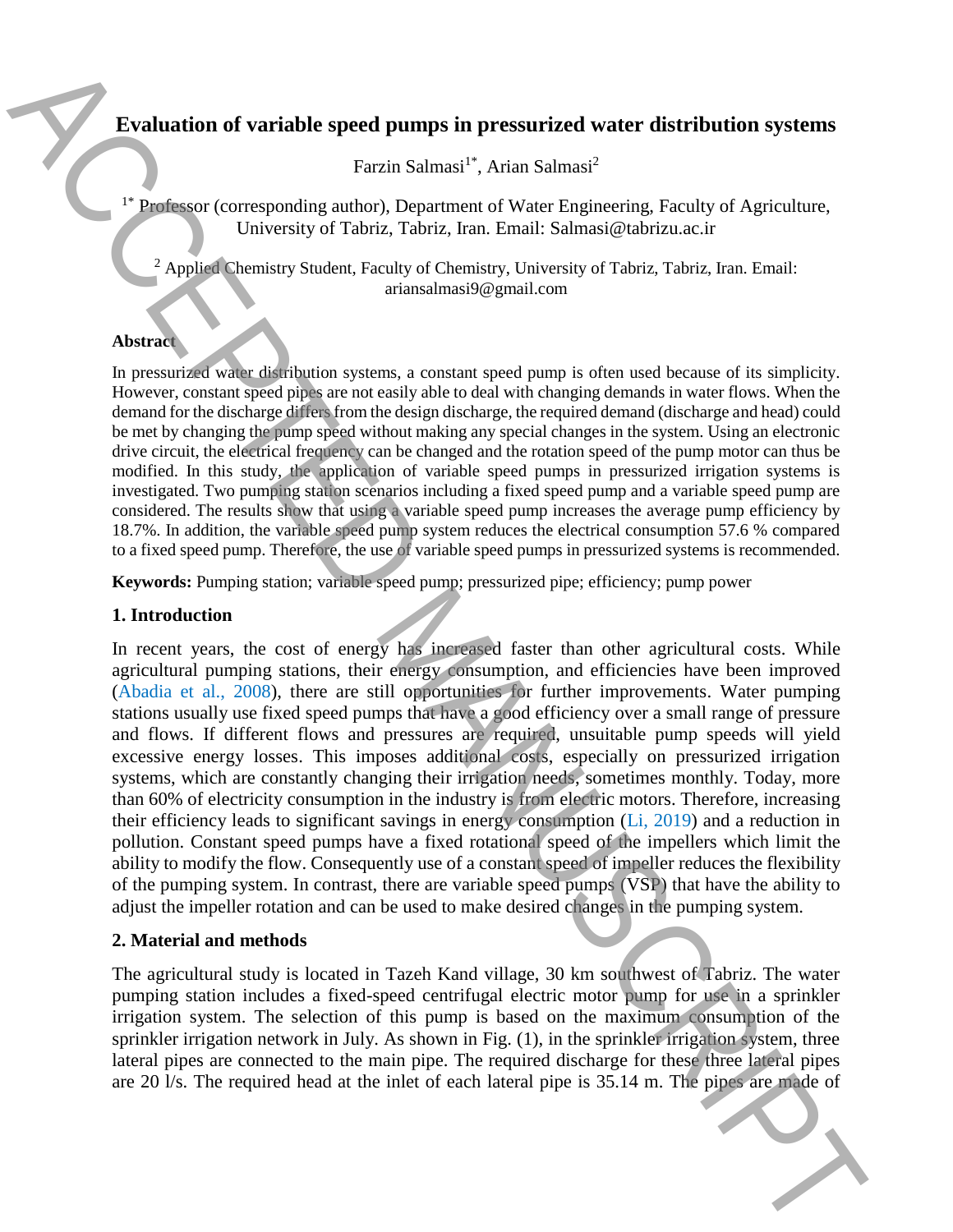# Evaluation of variable speed pumps in pressurized water distribution systems

Farzin Salmasi[1*], Arian Salmasi[2]

[1*] Professor (corresponding author), Department of Water Engineering, Faculty of Agriculture, University of Tabriz, Tabriz, Iran. Email: Salmasi@tabrizu.ac.ir

[2] Applied Chemistry Student, Faculty of Chemistry, University of Tabriz, Tabriz, Iran. Email: ariansalmasi9@gmail.com

### Abstract

In pressurized water distribution systems, a constant speed pump is often used because of its simplicity. However, constant speed pipes are not easily able to deal with changing demands in water flows. When the demand for the discharge differs from the design discharge, the required demand (discharge and head) could be met by changing the pump speed without making any special changes in the system. Using an electronic drive circuit, the electrical frequency can be changed and the rotation speed of the pump motor can thus be modified. In this study, the application of variable speed pumps in pressurized irrigation systems is investigated. Two pumping station scenarios including a fixed speed pump and a variable speed pump are considered. The results show that using a variable speed pump increases the average pump efficiency by 18.7%. In addition, the variable speed pump system reduces the electrical consumption 57.6 % compared to a fixed speed pump. Therefore, the use of variable speed pumps in pressurized systems is recommended.

**Keywords:** Pumping station; variable speed pump; pressurized pipe; efficiency; pump power

## 1. Introduction

In recent years, the cost of energy has increased faster than other agricultural costs. While agricultural pumping stations, their energy consumption, and efficiencies have been improved (Abadia et al., 2008), there are still opportunities for further improvements. Water pumping stations usually use fixed speed pumps that have a good efficiency over a small range of pressure and flows. If different flows and pressures are required, unsuitable pump speeds will yield excessive energy losses. This imposes additional costs, especially on pressurized irrigation systems, which are constantly changing their irrigation needs, sometimes monthly. Today, more than 60% of electricity consumption in the industry is from electric motors. Therefore, increasing their efficiency leads to significant savings in energy consumption (Li, 2019) and a reduction in pollution. Constant speed pumps have a fixed rotational speed of the impellers which limit the ability to modify the flow. Consequently use of a constant speed of impeller reduces the flexibility of the pumping system. In contrast, there are variable speed pumps (VSP) that have the ability to adjust the impeller rotation and can be used to make desired changes in the pumping system.

## 2. Material and methods

The agricultural study is located in Tazeh Kand village, 30 km southwest of Tabriz. The water pumping station includes a fixed-speed centrifugal electric motor pump for use in a sprinkler irrigation system. The selection of this pump is based on the maximum consumption of the sprinkler irrigation network in July. As shown in Fig. (1), in the sprinkler irrigation system, three lateral pipes are connected to the main pipe. The required discharge for these three lateral pipes are 20 l/s. The required head at the inlet of each lateral pipe is 35.14 m. The pipes are made of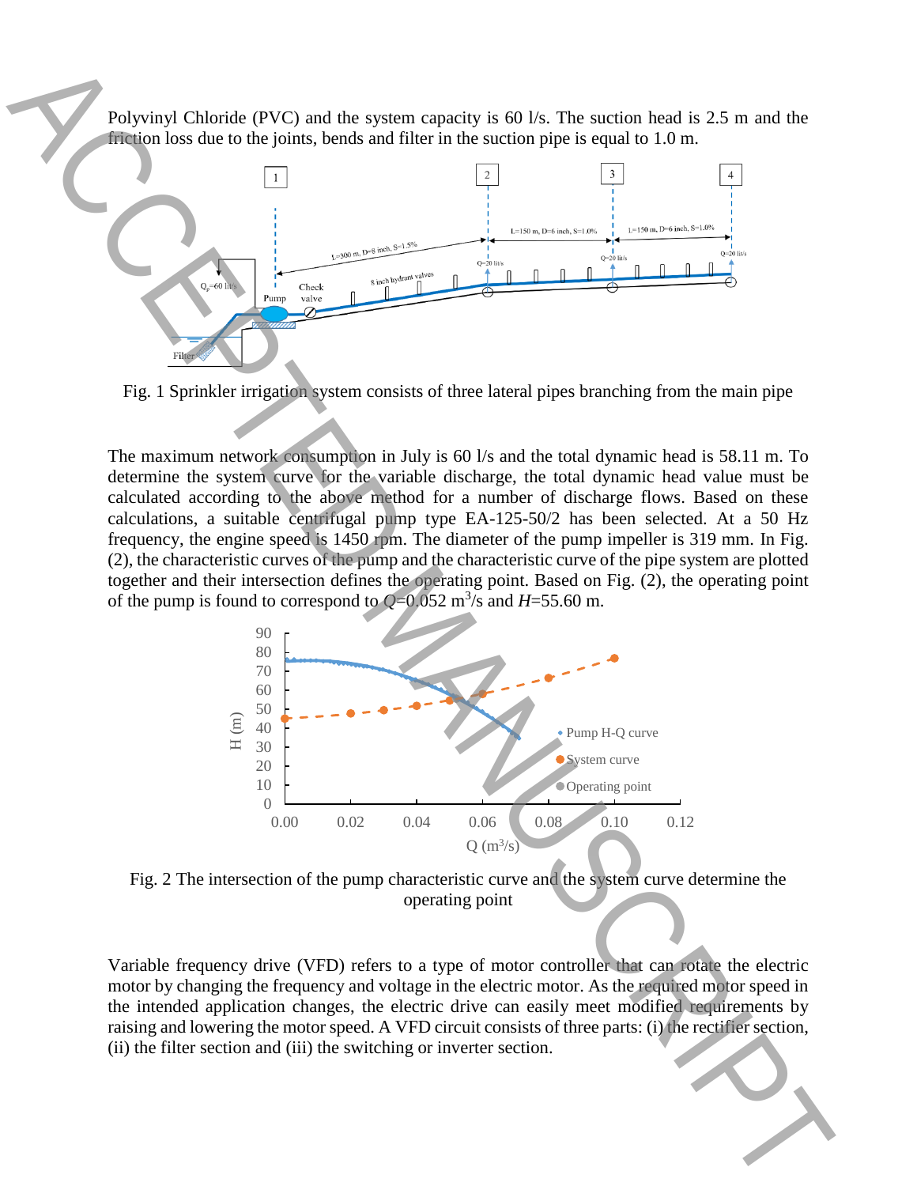Polyvinyl Chloride (PVC) and the system capacity is 60 l/s. The suction head is 2.5 m and the friction loss due to the joints, bends and filter in the suction pipe is equal to 1.0 m.

Fig. 1 Sprinkler irrigation system consists of three lateral pipes branching from the main pipe

The maximum network consumption in July is 60 l/s and the total dynamic head is 58.11 m. To determine the system curve for the variable discharge, the total dynamic head value must be calculated according to the above method for a number of discharge flows. Based on these calculations, a suitable centrifugal pump type EA-125-50/2 has been selected. At a 50 Hz frequency, the engine speed is 1450 rpm. The diameter of the pump impeller is 319 mm. In Fig. (2), the characteristic curves of the pump and the characteristic curve of the pipe system are plotted together and their intersection defines the operating point. Based on Fig. (2), the operating point of the pump is found to correspond to $Q$=0.052 $m^3/s$ and $H$=55.60 m.

Fig. 2 The intersection of the pump characteristic curve and the system curve determine the operating point

Variable frequency drive (VFD) refers to a type of motor controller that can rotate the electric motor by changing the frequency and voltage in the electric motor. As the required motor speed in the intended application changes, the electric drive can easily meet modified requirements by raising and lowering the motor speed. A VFD circuit consists of three parts: (i) the rectifier section, (ii) the filter section and (iii) the switching or inverter section.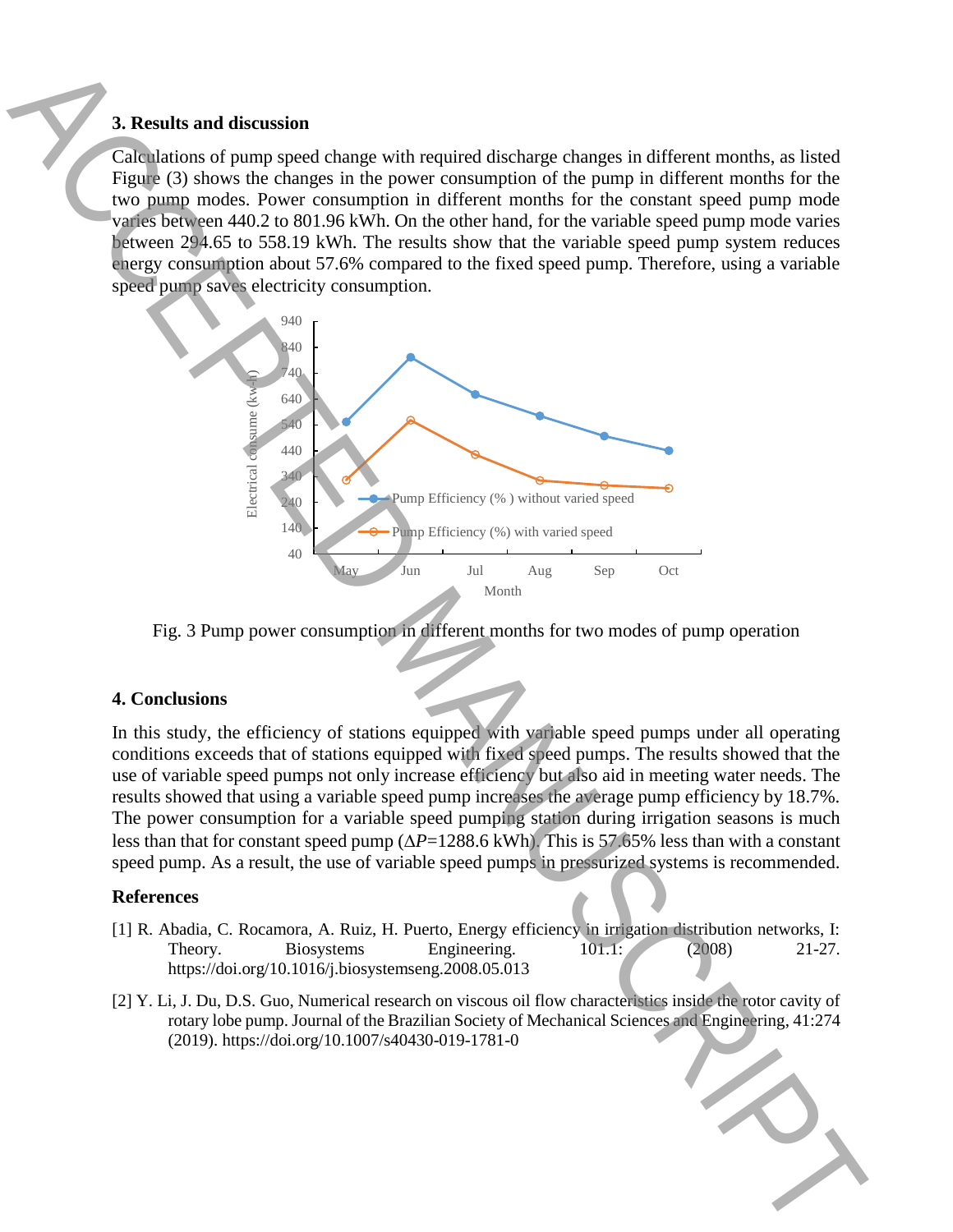## 3. Results and discussion

Calculations of pump speed change with required discharge changes in different months, as listed Figure (3) shows the changes in the power consumption of the pump in different months for the two pump modes. Power consumption in different months for the constant speed pump mode varies between 440.2 to 801.96 kWh. On the other hand, for the variable speed pump mode varies between 294.65 to 558.19 kWh. The results show that the variable speed pump system reduces energy consumption about 57.6% compared to the fixed speed pump. Therefore, using a variable speed pump saves electricity consumption.

940
840
740
640
540
440
340
240
140
40

Electrical consume (kw-h)

Pump Efficiency (% ) without varied speed

Pump Efficiency (%) with varied speed

May Jun Jul Aug Sep Oct

Month

Fig. 3 Pump power consumption in different months for two modes of pump operation

## 4. Conclusions

In this study, the efficiency of stations equipped with variable speed pumps under all operating conditions exceeds that of stations equipped with fixed speed pumps. The results showed that the use of variable speed pumps not only increase efficiency but also aid in meeting water needs. The results showed that using a variable speed pump increases the average pump efficiency by 18.7%. The power consumption for a variable speed pumping station during irrigation seasons is much less than that for constant speed pump ($\Delta P$=1288.6 kWh). This is 57.65% less than with a constant speed pump. As a result, the use of variable speed pumps in pressurized systems is recommended.

## References

[1] R. Abadia, C. Rocamora, A. Ruiz, H. Puerto, Energy efficiency in irrigation distribution networks, I: Theory. Biosystems Engineering. 101.1: (2008) 21-27. https://doi.org/10.1016/j.biosystemseng.2008.05.013

[2] Y. Li, J. Du, D.S. Guo, Numerical research on viscous oil flow characteristics inside the rotor cavity of rotary lobe pump. Journal of the Brazilian Society of Mechanical Sciences and Engineering, 41:274 (2019). https://doi.org/10.1007/s40430-019-1781-0